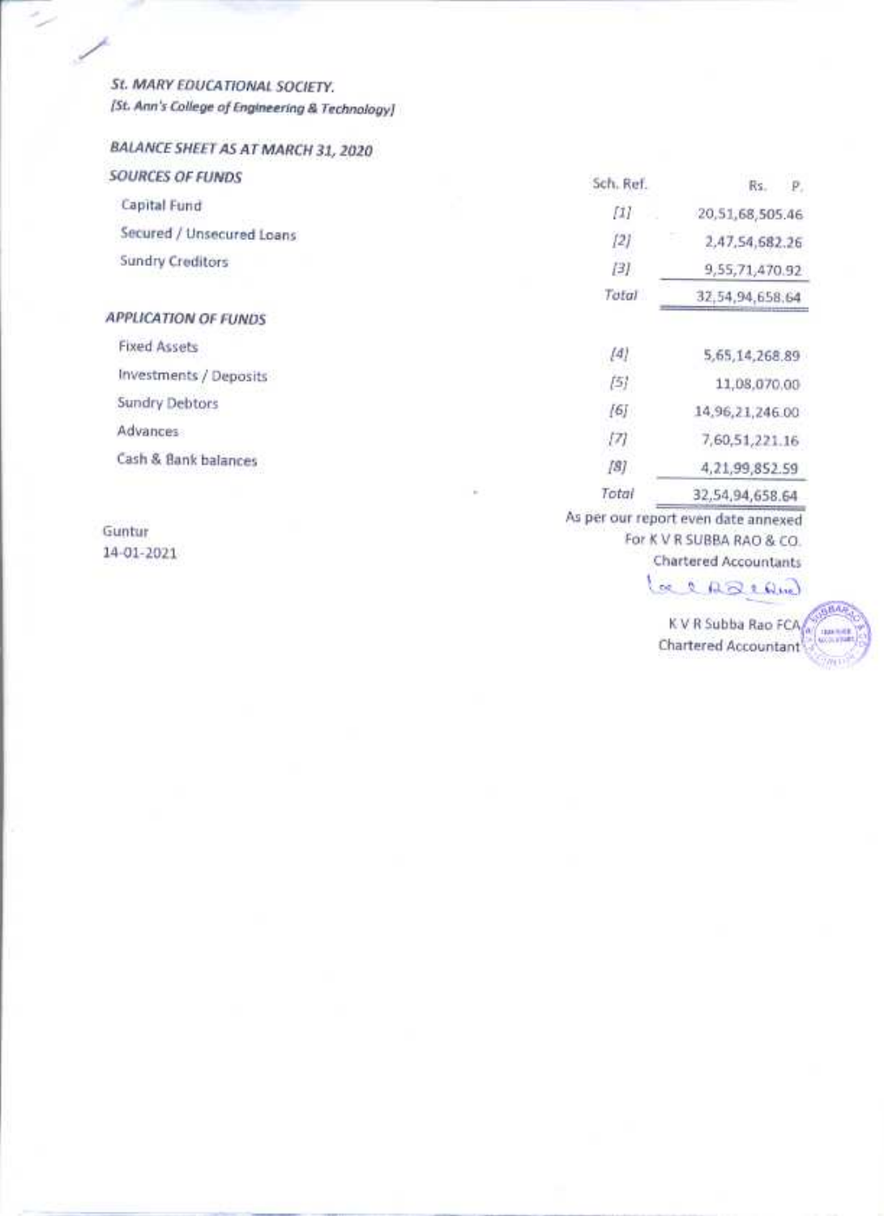***St. MARY EDUCATIONAL SOCIETY.***

*[St. Ann's College of Engineering & Technology]*

***BALANCE SHEET AS AT MARCH 31, 2020***

| | Sch. Ref. | Rs. P. |
|---|---|---|
| ***SOURCES OF FUNDS*** | | |
| Capital Fund | [1] | 20,51,68,505.46 |
| Secured / Unsecured Loans | [2] | 2,47,54,682.26 |
| Sundry Creditors | [3] | 9,55,71,470.92 |
| | *Total* | 32,54,94,658.64 |
| ***APPLICATION OF FUNDS*** | | |
| Fixed Assets | [4] | 5,65,14,268.89 |
| Investments / Deposits | [5] | 11,08,070.00 |
| Sundry Debtors | [6] | 14,96,21,246.00 |
| Advances | [7] | 7,60,51,221.16 |
| Cash & Bank balances | [8] | 4,21,99,852.59 |
| | *Total* | 32,54,94,658.64 |

As per our report even date annexed
For K V R SUBBA RAO & CO.
Chartered Accountants

Guntur
14-01-2021

K V R Subba Rao FCA
Chartered Accountant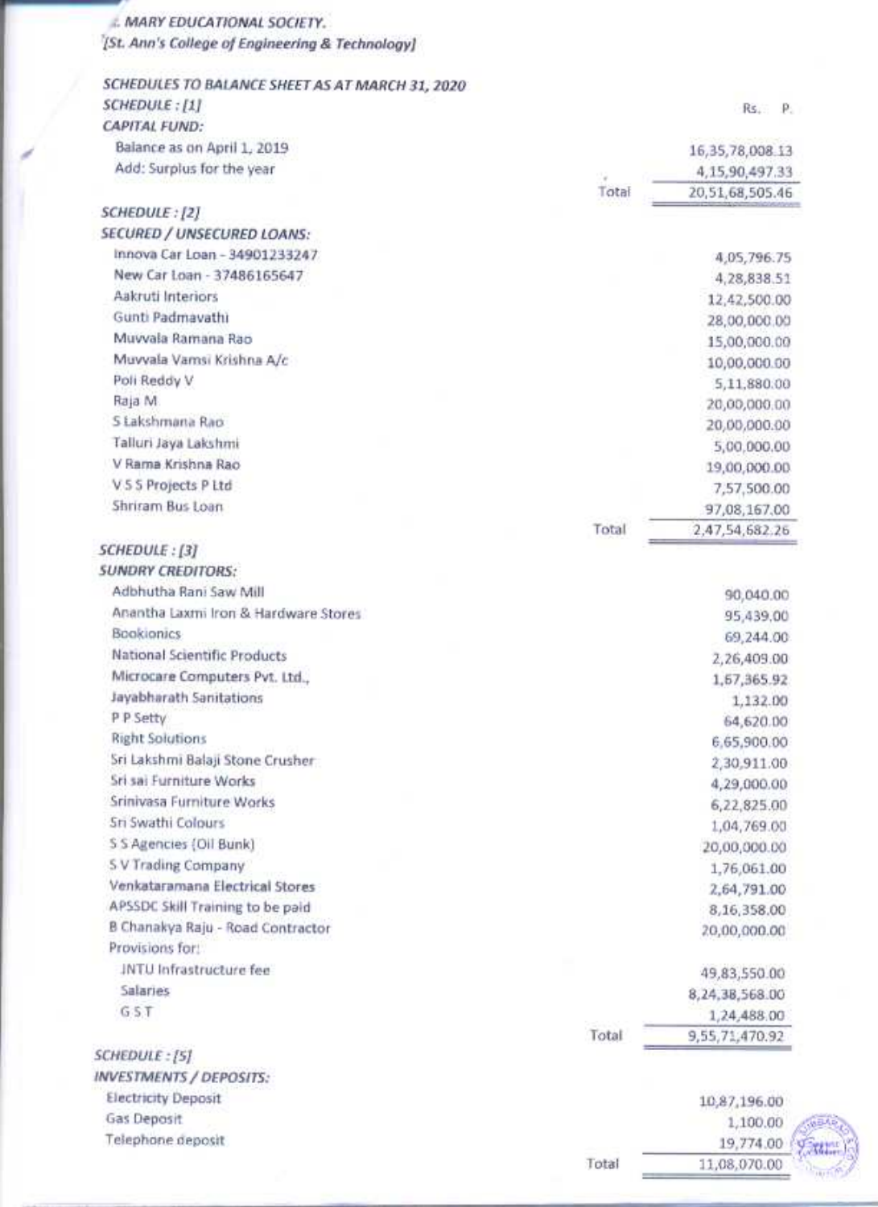*. MARY EDUCATIONAL SOCIETY.*
*[St. Ann's College of Engineering & Technology]*

***SCHEDULES TO BALANCE SHEET AS AT MARCH 31, 2020***

***SCHEDULE : [1]***
***CAPITAL FUND:***

| | | Rs. P. |
|---|---|---|
| Balance as on April 1, 2019 | | 16,35,78,008.13 |
| Add: Surplus for the year | | 4,15,90,497.33 |
| | Total | 20,51,68,505.46 |

***SCHEDULE : [2]***
***SECURED / UNSECURED LOANS:***

| | | |
|---|---|---|
| Innova Car Loan - 34901233247 | | 4,05,796.75 |
| New Car Loan - 37486165647 | | 4,28,838.51 |
| Aakruti Interiors | | 12,42,500.00 |
| Gunti Padmavathi | | 28,00,000.00 |
| Muvvala Ramana Rao | | 15,00,000.00 |
| Muvvala Vamsi Krishna A/c | | 10,00,000.00 |
| Poli Reddy V | | 5,11,880.00 |
| Raja M | | 20,00,000.00 |
| S Lakshmana Rao | | 20,00,000.00 |
| Talluri Jaya Lakshmi | | 5,00,000.00 |
| V Rama Krishna Rao | | 19,00,000.00 |
| V S S Projects P Ltd | | 7,57,500.00 |
| Shriram Bus Loan | | 97,08,167.00 |
| | Total | 2,47,54,682.26 |

***SCHEDULE : [3]***
***SUNDRY CREDITORS:***

| | | |
|---|---|---|
| Adbhutha Rani Saw Mill | | 90,040.00 |
| Anantha Laxmi Iron & Hardware Stores | | 95,439.00 |
| Bookionics | | 69,244.00 |
| National Scientific Products | | 2,26,409.00 |
| Microcare Computers Pvt. Ltd., | | 1,67,365.92 |
| Jayabharath Sanitations | | 1,132.00 |
| P P Setty | | 64,620.00 |
| Right Solutions | | 6,65,900.00 |
| Sri Lakshmi Balaji Stone Crusher | | 2,30,911.00 |
| Sri sai Furniture Works | | 4,29,000.00 |
| Srinivasa Furniture Works | | 6,22,825.00 |
| Sri Swathi Colours | | 1,04,769.00 |
| S S Agencies (Oil Bunk) | | 20,00,000.00 |
| S V Trading Company | | 1,76,061.00 |
| Venkataramana Electrical Stores | | 2,64,791.00 |
| APSSDC Skill Training to be paid | | 8,16,358.00 |
| B Chanakya Raju - Road Contractor | | 20,00,000.00 |
| Provisions for: | | |
| JNTU Infrastructure fee | | 49,83,550.00 |
| Salaries | | 8,24,38,568.00 |
| G S T | | 1,24,488.00 |
| | Total | 9,55,71,470.92 |

***SCHEDULE : [5]***
***INVESTMENTS / DEPOSITS:***

| | | |
|---|---|---|
| Electricity Deposit | | 10,87,196.00 |
| Gas Deposit | | 1,100.00 |
| Telephone deposit | | 19,774.00 |
| | Total | 11,08,070.00 |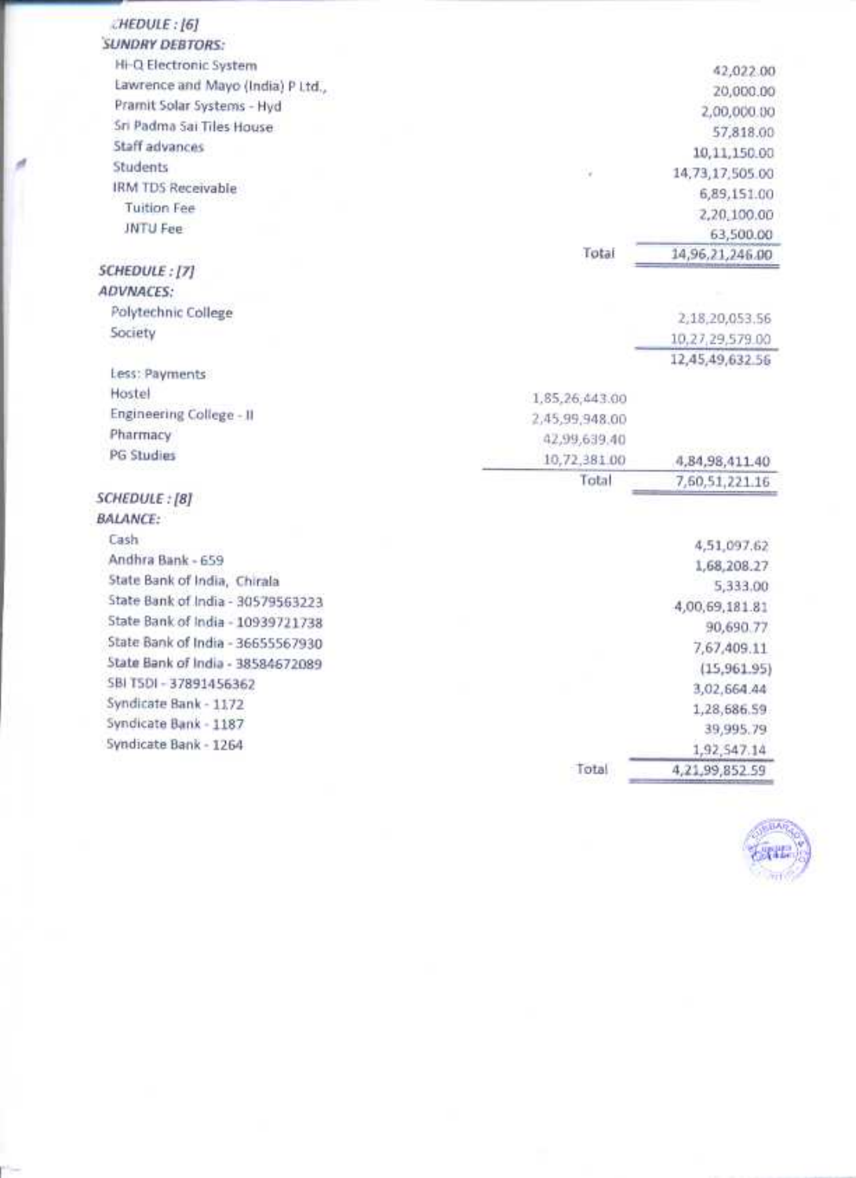## SCHEDULE : [6]

### SUNDRY DEBTORS:

| Particulars | | Amount |
|---|---|---|
| Hi-Q Electronic System | | 42,022.00 |
| Lawrence and Mayo (India) P Ltd., | | 20,000.00 |
| Pramit Solar Systems - Hyd | | 2,00,000.00 |
| Sri Padma Sai Tiles House | | 57,818.00 |
| Staff advances | | 10,11,150.00 |
| Students | | 14,73,17,505.00 |
| IRM TDS Receivable | | 6,89,151.00 |
| Tuition Fee | | 2,20,100.00 |
| JNTU Fee | | 63,500.00 |
| | Total | 14,96,21,246.00 |

## SCHEDULE : [7]

### ADVNACES:

| Particulars | | Amount |
|---|---|---|
| Polytechnic College | | 2,18,20,053.56 |
| Society | | 10,27,29,579.00 |
| | | 12,45,49,632.56 |
| Less: Payments | | |
| Hostel | 1,85,26,443.00 | |
| Engineering College - II | 2,45,99,948.00 | |
| Pharmacy | 42,99,639.40 | |
| PG Studies | 10,72,381.00 | 4,84,98,411.40 |
| | Total | 7,60,51,221.16 |

## SCHEDULE : [8]

### BALANCE:

| Particulars | | Amount |
|---|---|---|
| Cash | | 4,51,097.62 |
| Andhra Bank - 659 | | 1,68,208.27 |
| State Bank of India, Chirala | | 5,333.00 |
| State Bank of India - 30579563223 | | 4,00,69,181.81 |
| State Bank of India - 10939721738 | | 90,690.77 |
| State Bank of India - 36655567930 | | 7,67,409.11 |
| State Bank of India - 38584672089 | | (15,961.95) |
| SBI TSDI - 37891456362 | | 3,02,664.44 |
| Syndicate Bank - 1172 | | 1,28,686.59 |
| Syndicate Bank - 1187 | | 39,995.79 |
| Syndicate Bank - 1264 | | 1,92,547.14 |
| | Total | 4,21,99,852.59 |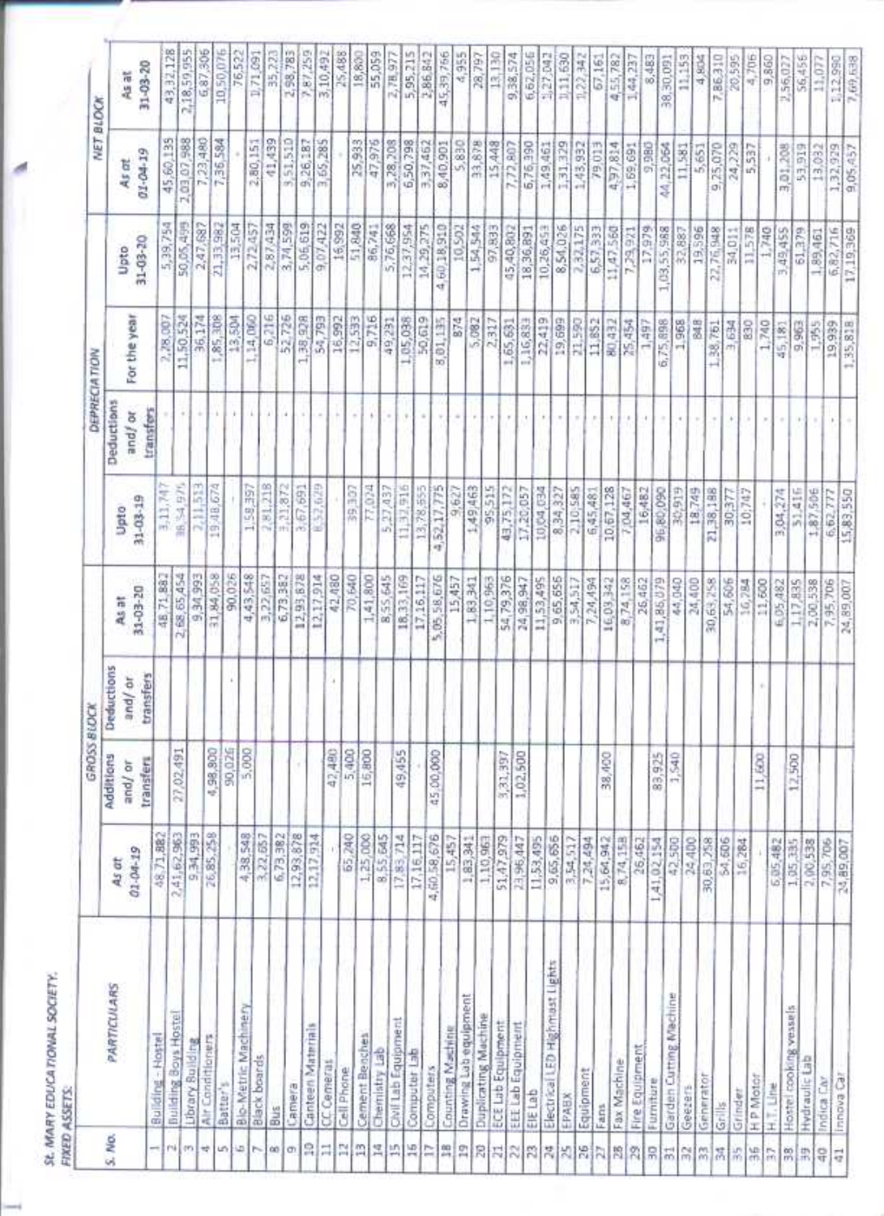St. MARY EDUCATIONAL SOCIETY.

FIXED ASSETS:

| S. No. | PARTICULARS | GROSS BLOCK | | | | DEPRECIATION | | | | NET BLOCK | |
|---|---|---|---|---|---|---|---|---|---|---|---|
| | | As at 01-04-19 | Additions and/ or transfers | Deductions and/ or transfers | As at 31-03-20 | Upto 31-03-19 | Deductions and/ or transfers | For the year | Upto 31-03-20 | As at 01-04-19 | As at 31-03-20 |
| 1 | Building - Hostel | 48,71,882 | | | 48,71,882 | 3,11,747 | | 2,28,007 | 5,39,754 | 45,60,135 | 43,32,128 |
| 2 | Building Boys Hostel | 2,41,62,963 | 27,02,491 | | 2,68,65,454 | 38,54,975 | | 11,50,524 | 50,05,499 | 2,03,07,988 | 2,18,59,955 |
| 3 | Library Building | 9,34,993 | | | 9,34,993 | 2,11,513 | | 36,174 | 2,47,687 | 7,23,480 | 6,87,306 |
| 4 | Air Conditioners | 26,85,258 | 4,98,800 | | 31,84,058 | 19,48,674 | | 1,85,308 | 21,33,982 | 7,36,584 | 10,50,076 |
| 5 | Batter's | | 90,026 | | 90,026 | | | 13,504 | 13,504 | | 76,522 |
| 6 | Bio-Metric Machinery | 4,38,548 | 5,000 | | 4,43,548 | 1,58,397 | | 1,14,060 | 2,72,457 | 2,80,151 | 1,71,091 |
| 7 | Black boards | 3,22,657 | | | 3,22,657 | 2,81,218 | | 6,216 | 2,87,434 | 41,439 | 35,223 |
| 8 | Bus | 6,73,382 | | | 6,73,382 | 3,21,872 | | 52,726 | 3,74,599 | 3,51,510 | 2,98,783 |
| 9 | Camera | 12,93,878 | | | 12,93,878 | 3,67,691 | | 1,38,928 | 5,06,619 | 9,26,187 | 7,87,259 |
| 10 | Canteen Materials | 12,17,914 | | | 12,17,914 | 8,52,629 | | 54,793 | 9,07,422 | 3,65,285 | 3,10,492 |
| 11 | CC Cameras | | 42,480 | | 42,480 | | | 16,992 | 16,992 | | 25,488 |
| 12 | Cell Phone | 65,240 | 5,400 | | 70,640 | 39,307 | | 12,533 | 51,840 | 25,933 | 18,800 |
| 13 | Cement Benches | 1,25,000 | 16,800 | | 1,41,800 | 77,024 | | 9,716 | 86,741 | 47,976 | 55,059 |
| 14 | Chemistry Lab | 8,55,645 | | | 8,55,645 | 5,27,437 | | 49,231 | 5,76,668 | 3,28,208 | 2,78,977 |
| 15 | Civil Lab Equipment | 17,83,714 | 49,455 | | 18,33,169 | 11,32,916 | | 1,05,038 | 12,37,954 | 6,50,798 | 5,95,215 |
| 16 | Computer Lab | 17,16,117 | | | 17,16,117 | 13,78,655 | | 50,619 | 14,29,275 | 3,37,462 | 2,86,842 |
| 17 | Computers | 4,60,58,676 | 45,00,000 | | 5,05,58,676 | 4,52,17,775 | | 8,01,135 | 4,60,18,910 | 8,40,901 | 45,39,766 |
| 18 | Counting Machine | 15,457 | | | 15,457 | 9,627 | | 874 | 10,502 | 5,830 | 4,955 |
| 19 | Drawing Lab equipment | 1,83,341 | | | 1,83,341 | 1,49,463 | | 5,082 | 1,54,544 | 33,878 | 28,797 |
| 20 | Duplicating Machine | 1,10,963 | | | 1,10,963 | 95,515 | | 2,317 | 97,833 | 15,448 | 13,130 |
| 21 | ECE Lab Equipment | 51,47,979 | 3,31,397 | | 54,79,376 | 43,75,172 | | 1,65,631 | 45,40,802 | 7,72,807 | 9,38,574 |
| 22 | EEE Lab Equipment | 23,96,447 | 1,02,500 | | 24,98,947 | 17,20,057 | | 1,16,833 | 18,36,891 | 6,76,390 | 6,62,056 |
| 23 | EIE Lab | 11,53,495 | | | 11,53,495 | 10,04,034 | | 22,419 | 10,26,453 | 1,49,461 | 1,27,042 |
| 24 | Electrical LED Highmast Lights | 9,65,656 | | | 9,65,656 | 8,34,327 | | 19,699 | 8,54,026 | 1,31,329 | 1,11,630 |
| 25 | EPABX | 3,54,517 | | | 3,54,517 | 2,10,585 | | 21,590 | 2,32,175 | 1,43,932 | 1,22,342 |
| 26 | Equipment | 7,24,494 | | | 7,24,494 | 6,45,481 | | 11,852 | 6,57,333 | 79,013 | 67,161 |
| 27 | Fans | 15,64,942 | 38,400 | | 16,03,342 | 10,67,128 | | 80,432 | 11,47,560 | 4,97,814 | 4,55,782 |
| 28 | Fax Machine | 8,74,158 | | | 8,74,158 | 7,04,467 | | 25,454 | 7,29,921 | 1,69,691 | 1,44,237 |
| 29 | Fire Equipment | 26,462 | | | 26,462 | 16,482 | | 1,497 | 17,979 | 9,980 | 8,483 |
| 30 | Furniture | 1,41,02,154 | 83,925 | | 1,41,86,079 | 96,80,090 | | 6,75,898 | 1,03,55,988 | 44,22,064 | 38,30,091 |
| 31 | Garden Cutting Machine | 42,500 | 1,540 | | 44,040 | 30,919 | | 1,968 | 32,887 | 11,581 | 11,153 |
| 32 | Geezers | 24,400 | | | 24,400 | 18,749 | | 848 | 19,596 | 5,651 | 4,804 |
| 33 | Generator | 30,63,258 | | | 30,63,258 | 21,38,188 | | 1,38,761 | 22,76,948 | 9,25,070 | 7,86,310 |
| 34 | Grills | 54,606 | | | 54,606 | 30,377 | | 3,634 | 34,011 | 24,229 | 20,595 |
| 35 | Grinder | 16,284 | | | 16,284 | 10,747 | | 830 | 11,578 | 5,537 | 4,706 |
| 36 | H P Motor | | 11,600 | | 11,600 | | | 1,740 | 1,740 | | 9,860 |
| 37 | H.T. Line | 6,05,482 | | | 6,05,482 | 3,04,274 | | 45,181 | 3,49,455 | 3,01,208 | 2,56,027 |
| 38 | Hostel cooking vessels | 1,05,335 | 12,500 | | 1,17,835 | 51,416 | | 9,963 | 61,379 | 53,919 | 56,456 |
| 39 | Hydraulic Lab | 2,00,538 | | | 2,00,538 | 1,87,506 | | 1,955 | 1,89,461 | 13,032 | 11,077 |
| 40 | Indica Car | 7,95,706 | | | 7,95,706 | 6,62,777 | | 19,939 | 6,82,716 | 1,32,929 | 1,12,990 |
| 41 | Innova Car | 24,89,007 | | | 24,89,007 | 15,83,550 | | 1,35,818 | 17,19,369 | 9,05,457 | 7,69,638 |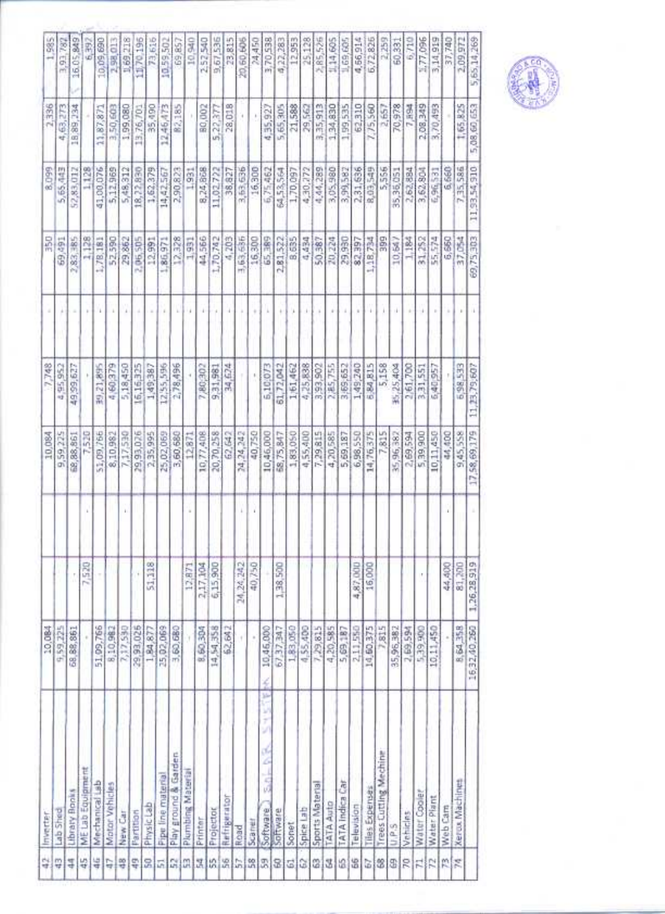| | | | | | | | | | | | |
|---|---|---|---|---|---|---|---|---|---|---|---|
| 42 | Inverter | 10,084 | | | 10,084 | 7,748 | | 350 | 8,099 | 2,336 | 1,985 |
| 43 | Lab Shed | 9,59,225 | | | 9,59,225 | 4,95,952 | | 69,491 | 5,65,443 | 4,63,273 | 3,93,782 |
| 44 | Library Books | 68,88,861 | - | | 68,88,861 | 49,99,627 | | 2,83,385 | 52,83,012 | 18,89,234 | 16,05,849 |
| 45 | ME Lab Equipment | - | 7,520 | | 7,520 | - | | 1,128 | 1,128 | - | 6,392 |
| 46 | Mechanical Lab | 51,09,766 | | | 51,09,766 | 39,21,895 | | 1,78,181 | 41,00,076 | 11,87,871 | 10,09,690 |
| 47 | Motor Vehicles | 8,10,982 | | | 8,10,982 | 4,60,379 | | 52,590 | 5,12,969 | 3,50,603 | 2,98,013 |
| 48 | New Car | 7,17,530 | | | 7,17,530 | 5,18,450 | | 29,862 | 5,48,312 | 1,99,080 | 1,69,218 |
| 49 | Partition | 29,93,026 | - | | 29,93,026 | 16,16,325 | | 2,06,505 | 18,22,830 | 13,76,701 | 11,70,196 |
| 50 | Physic Lab | 1,84,877 | 51,118 | | 2,35,995 | 1,49,387 | | 12,991 | 1,62,378 | 35,490 | 73,616 |
| 51 | Pipe line material | 25,02,069 | | | 25,02,069 | 12,55,596 | | 1,86,971 | 14,42,567 | 12,46,473 | 10,59,502 |
| 52 | Play ground & Garden | 3,60,680 | | | 3,60,680 | 2,78,496 | | 12,328 | 2,90,823 | 82,185 | 69,857 |
| 53 | Plumbing Material | - | 12,871 | | 12,871 | - | | 1,931 | 1,931 | - | 10,940 |
| 54 | Printer | 8,60,304 | 2,17,104 | | 10,77,408 | 7,80,302 | | 44,566 | 8,24,868 | 80,002 | 2,52,540 |
| 55 | Projector | 14,54,358 | 6,15,900 | | 20,70,258 | 9,31,981 | | 1,70,742 | 11,02,722 | 5,22,377 | 9,67,536 |
| 56 | Refrigerator | 62,642 | | | 62,642 | 34,624 | | 4,203 | 38,827 | 28,018 | 23,815 |
| 57 | Road | - | 24,24,242 | | 24,24,242 | - | | 3,63,636 | 3,63,636 | - | 20,60,606 |
| 58 | Scaner | - | 40,750 | | 40,750 | - | | 16,300 | 16,300 | - | 24,450 |
| 59 | Software (SOLAR SYSTEM) | 10,46,000 | | | 10,46,000 | 6,10,073 | | 65,389 | 6,75,462 | 4,35,927 | 3,70,538 |
| 60 | Software | 67,37,347 | 1,38,500 | | 68,75,847 | 61,72,042 | | 2,81,522 | 64,53,564 | 5,65,305 | 4,22,283 |
| 61 | Sonet | 1,83,050 | | | 1,83,050 | 1,61,462 | | 8,635 | 1,70,097 | 21,588 | 12,953 |
| 62 | Spice Lab | 4,55,400 | | | 4,55,400 | 4,25,838 | | 4,434 | 4,30,272 | 29,562 | 25,128 |
| 63 | Sports Material | 7,29,815 | | | 7,29,815 | 3,93,902 | | 50,387 | 4,44,289 | 3,35,913 | 2,85,526 |
| 64 | TATA Auto | 4,20,585 | | | 4,20,585 | 2,85,755 | | 20,224 | 3,05,980 | 1,34,830 | 1,14,605 |
| 65 | TATA Indica Car | 5,69,187 | | | 5,69,187 | 3,69,652 | | 29,930 | 3,99,582 | 1,99,535 | 1,69,605 |
| 66 | Television | 2,11,550 | 4,87,000 | | 6,98,550 | 1,49,240 | | 82,397 | 2,31,636 | 62,310 | 4,66,914 |
| 67 | Tiles Expenses | 14,60,375 | 16,000 | | 14,76,375 | 6,84,815 | | 1,18,734 | 8,03,549 | 7,75,560 | 6,72,826 |
| 68 | Trees Cutting Machine | 7,815 | | | 7,815 | 5,158 | | 399 | 5,556 | 2,657 | 2,259 |
| 69 | U.P.S | 35,96,382 | | | 35,96,382 | 35,25,404 | | 10,647 | 35,36,051 | 70,978 | 60,331 |
| 70 | Vehicles | 2,69,594 | | | 2,69,594 | 2,61,700 | | 1,184 | 2,62,884 | 7,894 | 6,710 |
| 71 | Water Cooler | 5,39,900 | | - | 5,39,900 | 3,31,551 | | 31,252 | 3,62,804 | 2,08,349 | 1,77,096 |
| 72 | Water Plant | 10,11,450 | | | 10,11,450 | 6,40,957 | | 55,574 | 6,96,531 | 3,70,493 | 3,14,919 |
| 73 | Web Cam | - | 44,400 | - | 44,400 | - | | 6,660 | 6,660 | - | 37,740 |
| 74 | Xerox Machines | 8,64,358 | 81,200 | | 9,45,558 | 6,98,533 | | 37,054 | 7,35,586 | 1,65,825 | 2,09,972 |
| | | 16,32,40,260 | 1,26,28,919 | | 17,58,69,179 | 11,23,79,607 | - | 69,75,303 | 11,93,54,910 | 5,08,60,653 | 5,65,14,269 |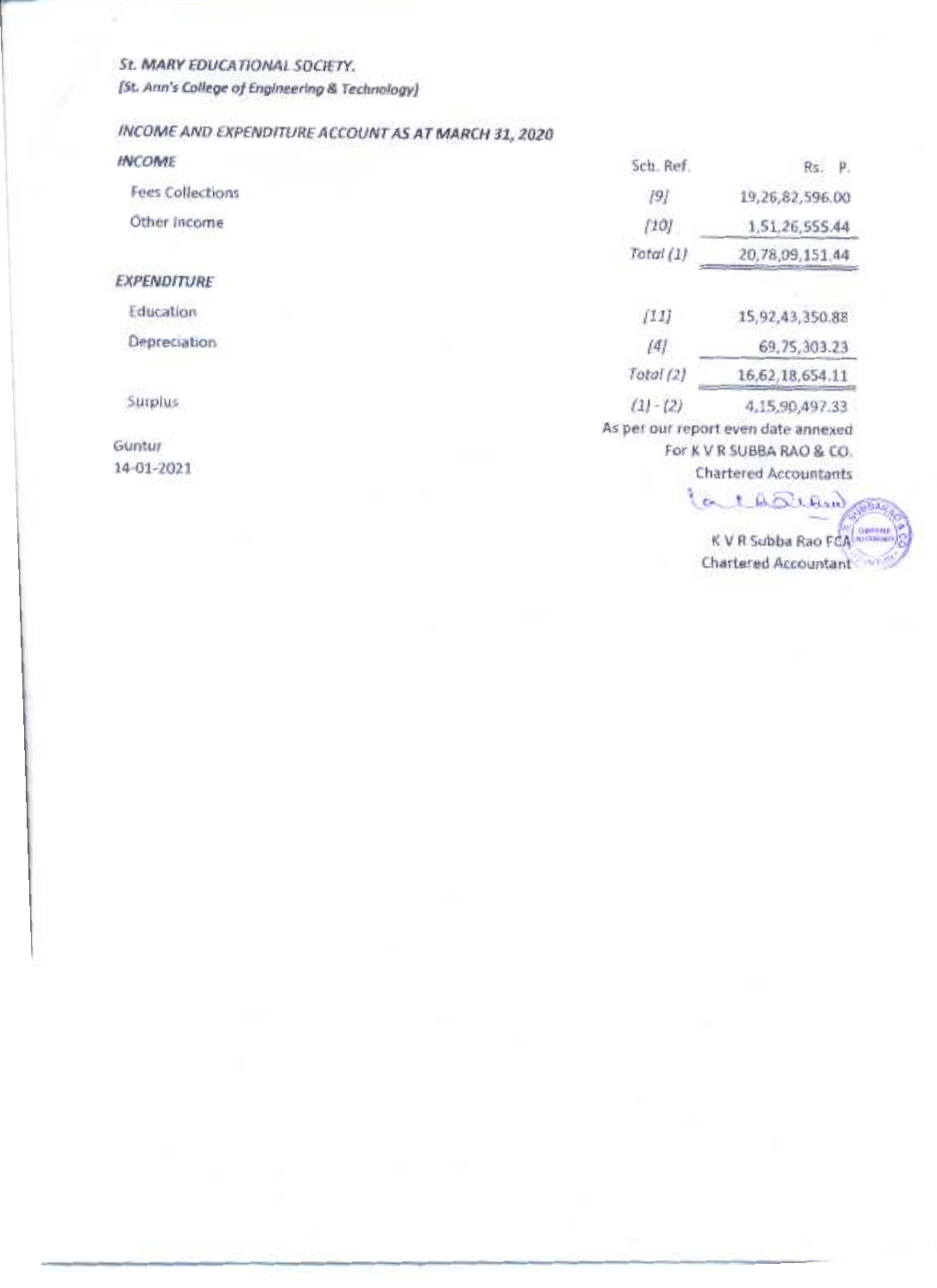*St. MARY EDUCATIONAL SOCIETY.*
*[St. Ann's College of Engineering & Technology]*

## *INCOME AND EXPENDITURE ACCOUNT AS AT MARCH 31, 2020*

| | Sch. Ref. | Rs. P. |
|---|---|---|
| ***INCOME*** | | |
| Fees Collections | [9] | 19,26,82,596.00 |
| Other Income | [10] | 1,51,26,555.44 |
| | *Total (1)* | 20,78,09,151.44 |
| ***EXPENDITURE*** | | |
| Education | [11] | 15,92,43,350.88 |
| Depreciation | [4] | 69,75,303.23 |
| | *Total (2)* | 16,62,18,654.11 |
| Surplus | (1) - (2) | 4,15,90,497.33 |

Guntur
14-01-2021

As per our report even date annexed
For K V R SUBBA RAO & CO.
Chartered Accountants

K V R Subba Rao FCA
Chartered Accountant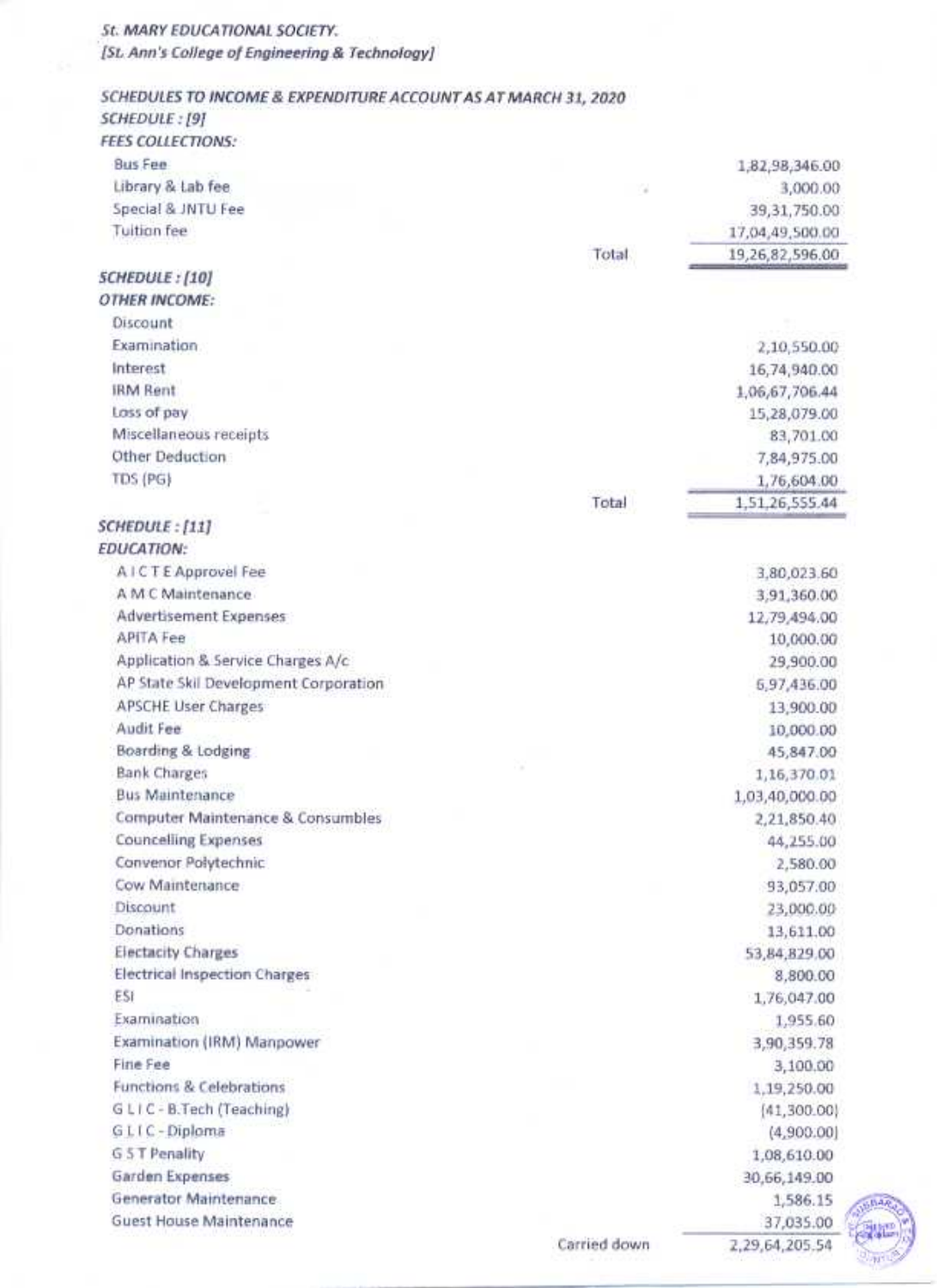*St. MARY EDUCATIONAL SOCIETY.*
*[St. Ann's College of Engineering & Technology]*

*SCHEDULES TO INCOME & EXPENDITURE ACCOUNT AS AT MARCH 31, 2020*

*SCHEDULE : [9]*
*FEES COLLECTIONS:*

| | | |
|---|---|---|
| Bus Fee | | 1,82,98,346.00 |
| Library & Lab fee | | 3,000.00 |
| Special & JNTU Fee | | 39,31,750.00 |
| Tuition fee | | 17,04,49,500.00 |
| | Total | 19,26,82,596.00 |

*SCHEDULE : [10]*
*OTHER INCOME:*

| | | |
|---|---|---|
| Discount | | |
| Examination | | 2,10,550.00 |
| Interest | | 16,74,940.00 |
| IRM Rent | | 1,06,67,706.44 |
| Loss of pay | | 15,28,079.00 |
| Miscellaneous receipts | | 83,701.00 |
| Other Deduction | | 7,84,975.00 |
| TDS (PG) | | 1,76,604.00 |
| | Total | 1,51,26,555.44 |

*SCHEDULE : [11]*
*EDUCATION:*

| | | |
|---|---|---|
| A I C T E Approvel Fee | | 3,80,023.60 |
| A M C Maintenance | | 3,91,360.00 |
| Advertisement Expenses | | 12,79,494.00 |
| APITA Fee | | 10,000.00 |
| Application & Service Charges A/c | | 29,900.00 |
| AP State Skil Development Corporation | | 6,97,436.00 |
| APSCHE User Charges | | 13,900.00 |
| Audit Fee | | 10,000.00 |
| Boarding & Lodging | | 45,847.00 |
| Bank Charges | | 1,16,370.01 |
| Bus Maintenance | | 1,03,40,000.00 |
| Computer Maintenance & Consumbles | | 2,21,850.40 |
| Councelling Expenses | | 44,255.00 |
| Convenor Polytechnic | | 2,580.00 |
| Cow Maintenance | | 93,057.00 |
| Discount | | 23,000.00 |
| Donations | | 13,611.00 |
| Electacity Charges | | 53,84,829.00 |
| Electrical Inspection Charges | | 8,800.00 |
| ESI | | 1,76,047.00 |
| Examination | | 1,955.60 |
| Examination (IRM) Manpower | | 3,90,359.78 |
| Fine Fee | | 3,100.00 |
| Functions & Celebrations | | 1,19,250.00 |
| G L I C - B.Tech (Teaching) | | (41,300.00) |
| G L I C - Diploma | | (4,900.00) |
| G S T Penality | | 1,08,610.00 |
| Garden Expenses | | 30,66,149.00 |
| Generator Maintenance | | 1,586.15 |
| Guest House Maintenance | | 37,035.00 |
| | Carried down | 2,29,64,205.54 |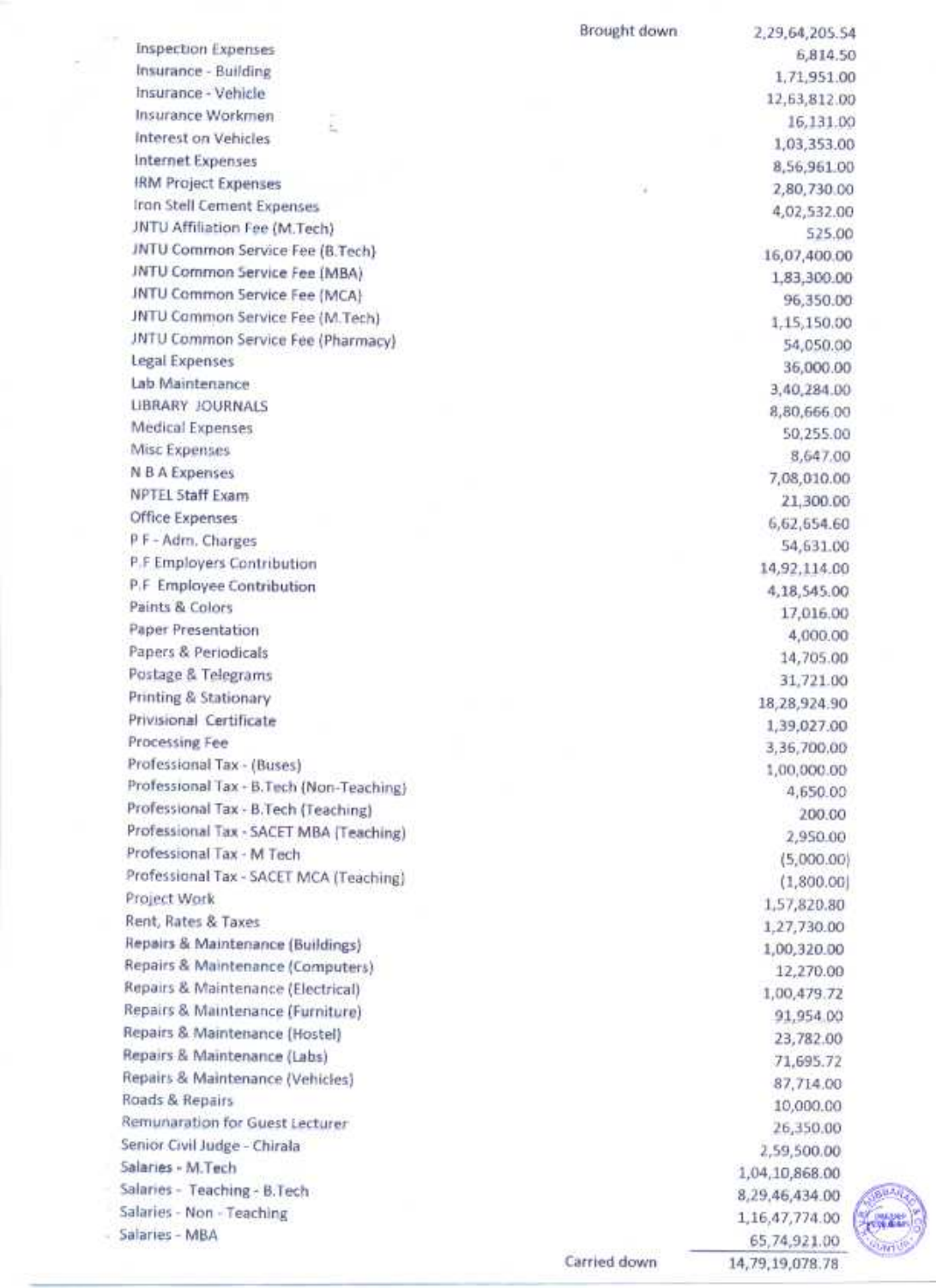| Particulars | | Amount |
|---|---|---|
| | Brought down | 2,29,64,205.54 |
| Inspection Expenses | | 6,814.50 |
| Insurance - Building | | 1,71,951.00 |
| Insurance - Vehicle | | 12,63,812.00 |
| Insurance Workmen | | 16,131.00 |
| Interest on Vehicles | | 1,03,353.00 |
| Internet Expenses | | 8,56,961.00 |
| IRM Project Expenses | | 2,80,730.00 |
| Iron Stell Cement Expenses | | 4,02,532.00 |
| JNTU Affiliation Fee (M.Tech) | | 525.00 |
| JNTU Common Service Fee (B.Tech) | | 16,07,400.00 |
| JNTU Common Service Fee (MBA) | | 1,83,300.00 |
| JNTU Common Service Fee (MCA) | | 96,350.00 |
| JNTU Common Service Fee (M.Tech) | | 1,15,150.00 |
| JNTU Common Service Fee (Pharmacy) | | 54,050.00 |
| Legal Expenses | | 36,000.00 |
| Lab Maintenance | | 3,40,284.00 |
| LIBRARY JOURNALS | | 8,80,666.00 |
| Medical Expenses | | 50,255.00 |
| Misc Expenses | | 8,647.00 |
| N B A Expenses | | 7,08,010.00 |
| NPTEL Staff Exam | | 21,300.00 |
| Office Expenses | | 6,62,654.60 |
| P F - Adm. Charges | | 54,631.00 |
| P.F Employers Contribution | | 14,92,114.00 |
| P.F Employee Contribution | | 4,18,545.00 |
| Paints & Colors | | 17,016.00 |
| Paper Presentation | | 4,000.00 |
| Papers & Periodicals | | 14,705.00 |
| Postage & Telegrams | | 31,721.00 |
| Printing & Stationary | | 18,28,924.90 |
| Privisional Certificate | | 1,39,027.00 |
| Processing Fee | | 3,36,700.00 |
| Professional Tax - (Buses) | | 1,00,000.00 |
| Professional Tax - B.Tech (Non-Teaching) | | 4,650.00 |
| Professional Tax - B.Tech (Teaching) | | 200.00 |
| Professional Tax - SACET MBA (Teaching) | | 2,950.00 |
| Professional Tax - M Tech | | (5,000.00) |
| Professional Tax - SACET MCA (Teaching) | | (1,800.00) |
| Project Work | | 1,57,820.80 |
| Rent, Rates & Taxes | | 1,27,730.00 |
| Repairs & Maintenance (Buildings) | | 1,00,320.00 |
| Repairs & Maintenance (Computers) | | 12,270.00 |
| Repairs & Maintenance (Electrical) | | 1,00,479.72 |
| Repairs & Maintenance (Furniture) | | 91,954.00 |
| Repairs & Maintenance (Hostel) | | 23,782.00 |
| Repairs & Maintenance (Labs) | | 71,695.72 |
| Repairs & Maintenance (Vehicles) | | 87,714.00 |
| Roads & Repairs | | 10,000.00 |
| Remunaration for Guest Lecturer | | 26,350.00 |
| Senior Civil Judge - Chirala | | 2,59,500.00 |
| Salaries - M.Tech | | 1,04,10,868.00 |
| Salaries - Teaching - B.Tech | | 8,29,46,434.00 |
| Salaries - Non - Teaching | | 1,16,47,774.00 |
| Salaries - MBA | | 65,74,921.00 |
| | Carried down | 14,79,19,078.78 |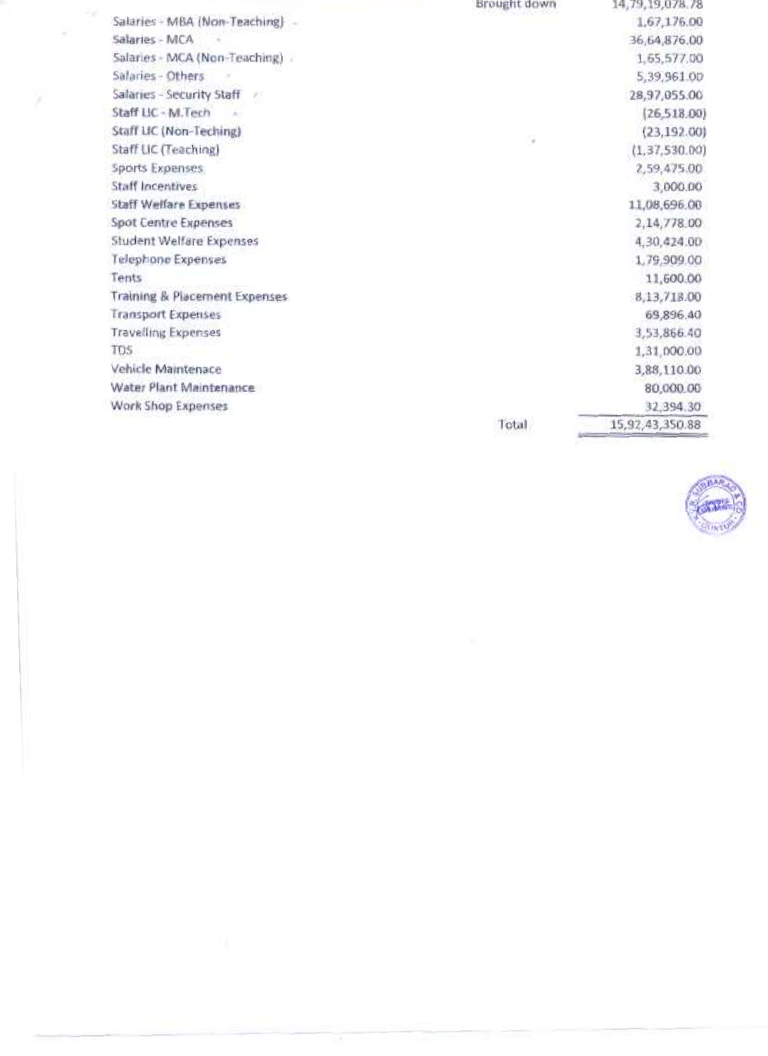| | | |
|---|---|---|
| | Brought down | 14,79,19,078.78 |
| Salaries - MBA (Non-Teaching) | | 1,67,176.00 |
| Salaries - MCA | | 36,64,876.00 |
| Salaries - MCA (Non-Teaching) | | 1,65,577.00 |
| Salaries - Others | | 5,39,961.00 |
| Salaries - Security Staff | | 28,97,055.00 |
| Staff LIC - M.Tech | | (26,518.00) |
| Staff LIC (Non-Teching) | | (23,192.00) |
| Staff LIC (Teaching) | | (1,37,530.00) |
| Sports Expenses | | 2,59,475.00 |
| Staff Incentives | | 3,000.00 |
| Staff Welfare Expenses | | 11,08,696.00 |
| Spot Centre Expenses | | 2,14,778.00 |
| Student Welfare Expenses | | 4,30,424.00 |
| Telephone Expenses | | 1,79,909.00 |
| Tents | | 11,600.00 |
| Training & Placement Expenses | | 8,13,718.00 |
| Transport Expenses | | 69,896.40 |
| Travelling Expenses | | 3,53,866.40 |
| TDS | | 1,31,000.00 |
| Vehicle Maintenace | | 3,88,110.00 |
| Water Plant Maintenance | | 80,000.00 |
| Work Shop Expenses | | 32,394.30 |
| | Total | 15,92,43,350.88 |